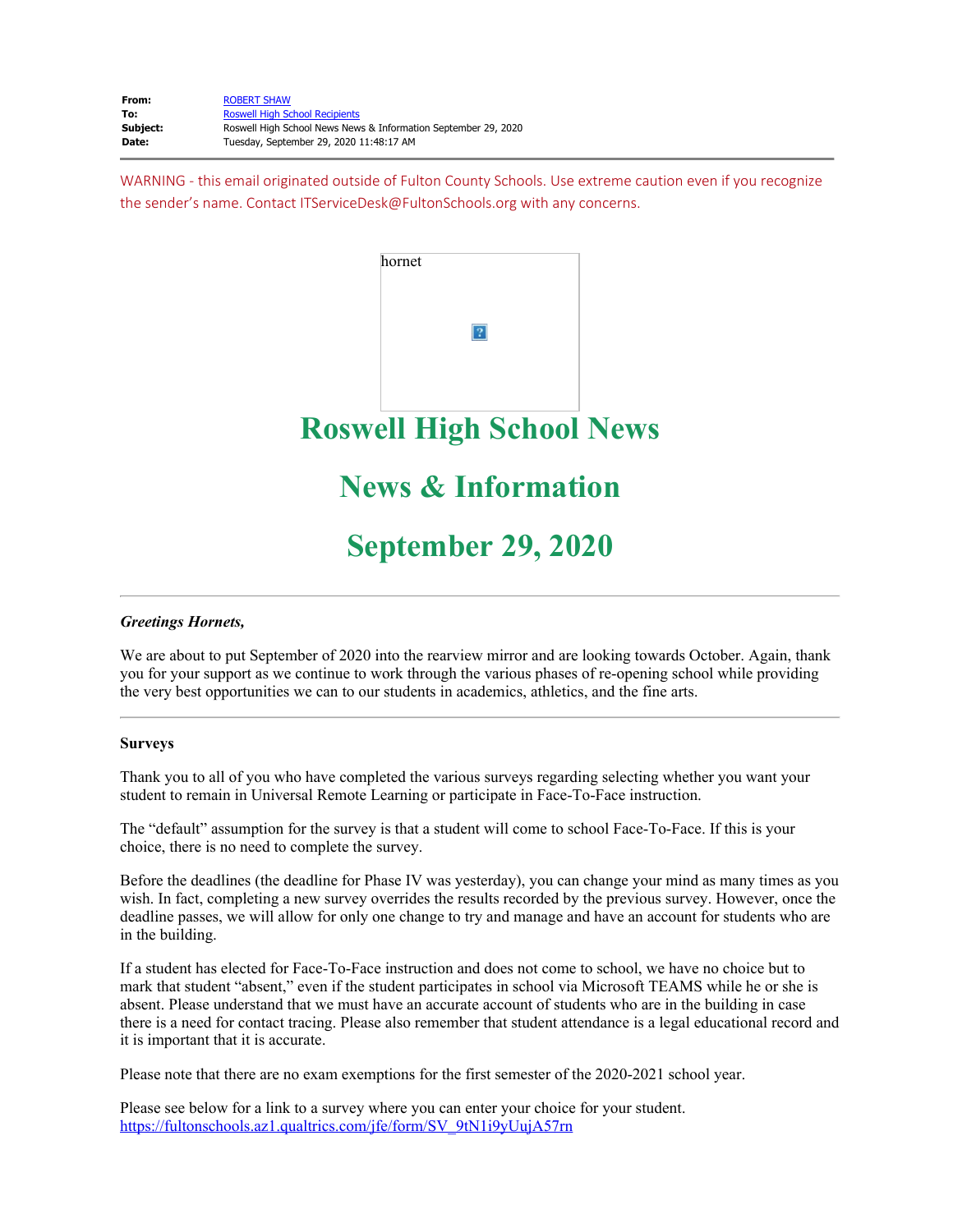**From:** ROBERT SHAW
**To:** Roswell High School Recipients
**Subject:** Roswell High School News News & Information September 29, 2020
**Date:** Tuesday, September 29, 2020 11:48:17 AM

WARNING - this email originated outside of Fulton County Schools. Use extreme caution even if you recognize the sender's name. Contact ITServiceDesk@FultonSchools.org with any concerns.

hornet

# Roswell High School News

# News & Information

# September 29, 2020

---

***Greetings Hornets,***

We are about to put September of 2020 into the rearview mirror and are looking towards October. Again, thank you for your support as we continue to work through the various phases of re-opening school while providing the very best opportunities we can to our students in academics, athletics, and the fine arts.

---

**Surveys**

Thank you to all of you who have completed the various surveys regarding selecting whether you want your student to remain in Universal Remote Learning or participate in Face-To-Face instruction.

The "default" assumption for the survey is that a student will come to school Face-To-Face. If this is your choice, there is no need to complete the survey.

Before the deadlines (the deadline for Phase IV was yesterday), you can change your mind as many times as you wish. In fact, completing a new survey overrides the results recorded by the previous survey. However, once the deadline passes, we will allow for only one change to try and manage and have an account for students who are in the building.

If a student has elected for Face-To-Face instruction and does not come to school, we have no choice but to mark that student "absent," even if the student participates in school via Microsoft TEAMS while he or she is absent. Please understand that we must have an accurate account of students who are in the building in case there is a need for contact tracing. Please also remember that student attendance is a legal educational record and it is important that it is accurate.

Please note that there are no exam exemptions for the first semester of the 2020-2021 school year.

Please see below for a link to a survey where you can enter your choice for your student.
https://fultonschools.az1.qualtrics.com/jfe/form/SV_9tN1i9yUujA57rn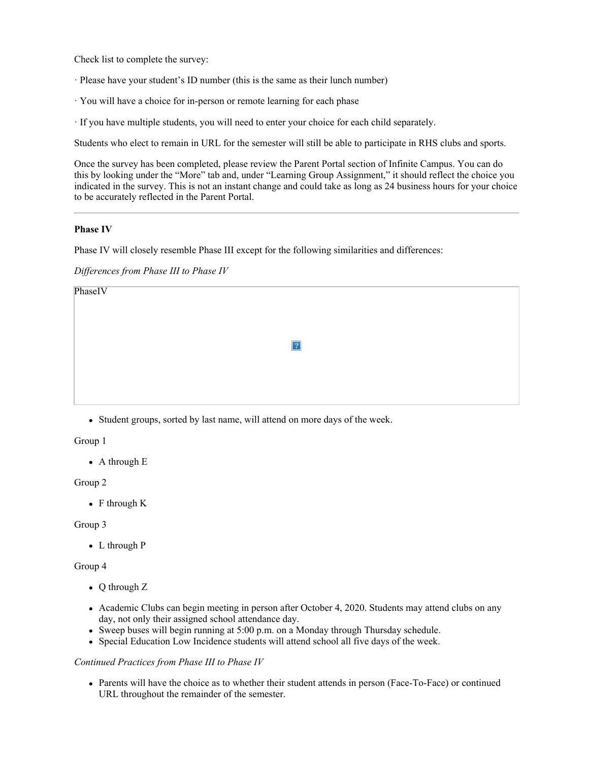Check list to complete the survey:

· Please have your student's ID number (this is the same as their lunch number)

· You will have a choice for in-person or remote learning for each phase

· If you have multiple students, you will need to enter your choice for each child separately.

Students who elect to remain in URL for the semester will still be able to participate in RHS clubs and sports.

Once the survey has been completed, please review the Parent Portal section of Infinite Campus. You can do this by looking under the "More" tab and, under "Learning Group Assignment," it should reflect the choice you indicated in the survey. This is not an instant change and could take as long as 24 business hours for your choice to be accurately reflected in the Parent Portal.

---

**Phase IV**

Phase IV will closely resemble Phase III except for the following similarities and differences:

*Differences from Phase III to Phase IV*

PhaseIV

- Student groups, sorted by last name, will attend on more days of the week.

Group 1

- A through E

Group 2

- F through K

Group 3

- L through P

Group 4

- Q through Z

- Academic Clubs can begin meeting in person after October 4, 2020. Students may attend clubs on any day, not only their assigned school attendance day.
- Sweep buses will begin running at 5:00 p.m. on a Monday through Thursday schedule.
- Special Education Low Incidence students will attend school all five days of the week.

*Continued Practices from Phase III to Phase IV*

- Parents will have the choice as to whether their student attends in person (Face-To-Face) or continued URL throughout the remainder of the semester.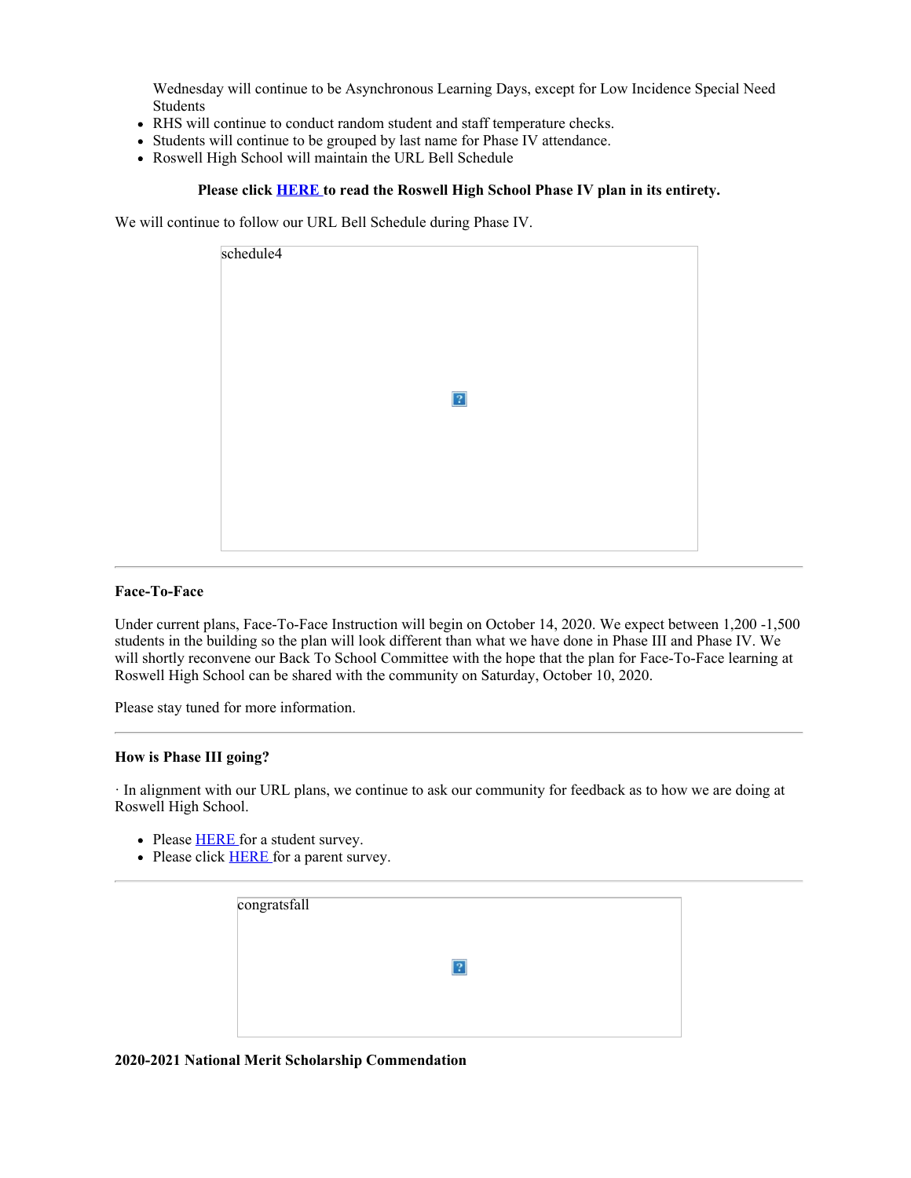Wednesday will continue to be Asynchronous Learning Days, except for Low Incidence Special Need Students

- RHS will continue to conduct random student and staff temperature checks.
- Students will continue to be grouped by last name for Phase IV attendance.
- Roswell High School will maintain the URL Bell Schedule

**Please click HERE to read the Roswell High School Phase IV plan in its entirety.**

We will continue to follow our URL Bell Schedule during Phase IV.

schedule4

---

**Face-To-Face**

Under current plans, Face-To-Face Instruction will begin on October 14, 2020. We expect between 1,200 -1,500 students in the building so the plan will look different than what we have done in Phase III and Phase IV. We will shortly reconvene our Back To School Committee with the hope that the plan for Face-To-Face learning at Roswell High School can be shared with the community on Saturday, October 10, 2020.

Please stay tuned for more information.

---

**How is Phase III going?**

· In alignment with our URL plans, we continue to ask our community for feedback as to how we are doing at Roswell High School.

- Please HERE for a student survey.
- Please click HERE for a parent survey.

---

congratsfall

**2020-2021 National Merit Scholarship Commendation**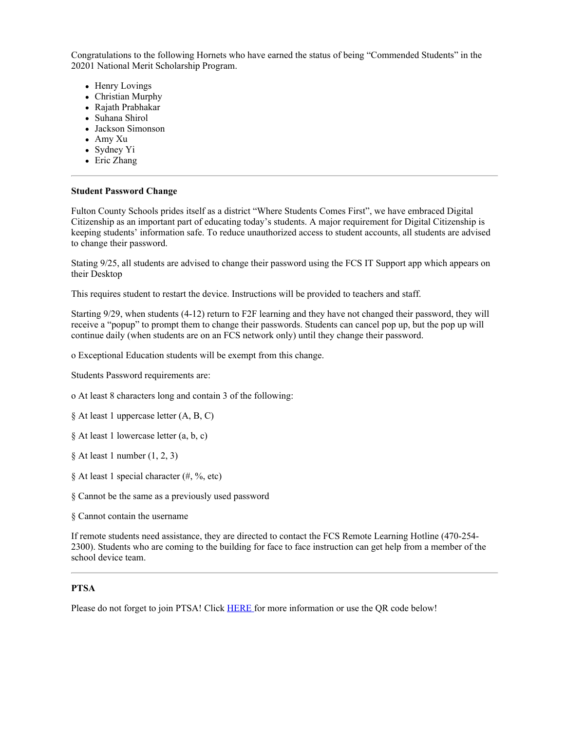Congratulations to the following Hornets who have earned the status of being "Commended Students" in the 20201 National Merit Scholarship Program.

- Henry Lovings
- Christian Murphy
- Rajath Prabhakar
- Suhana Shirol
- Jackson Simonson
- Amy Xu
- Sydney Yi
- Eric Zhang

---

**Student Password Change**

Fulton County Schools prides itself as a district "Where Students Comes First", we have embraced Digital Citizenship as an important part of educating today's students. A major requirement for Digital Citizenship is keeping students' information safe. To reduce unauthorized access to student accounts, all students are advised to change their password.

Stating 9/25, all students are advised to change their password using the FCS IT Support app which appears on their Desktop

This requires student to restart the device. Instructions will be provided to teachers and staff.

Starting 9/29, when students (4-12) return to F2F learning and they have not changed their password, they will receive a "popup" to prompt them to change their passwords. Students can cancel pop up, but the pop up will continue daily (when students are on an FCS network only) until they change their password.

o Exceptional Education students will be exempt from this change.

Students Password requirements are:

o At least 8 characters long and contain 3 of the following:

§ At least 1 uppercase letter (A, B, C)

§ At least 1 lowercase letter (a, b, c)

§ At least 1 number (1, 2, 3)

§ At least 1 special character (#, %, etc)

§ Cannot be the same as a previously used password

§ Cannot contain the username

If remote students need assistance, they are directed to contact the FCS Remote Learning Hotline (470-254-2300). Students who are coming to the building for face to face instruction can get help from a member of the school device team.

---

**PTSA**

Please do not forget to join PTSA! Click HERE for more information or use the QR code below!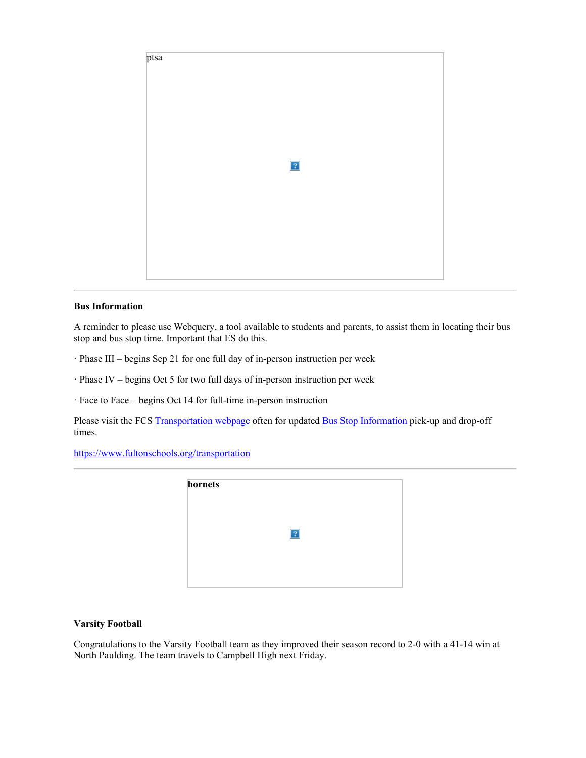ptsa

---

**Bus Information**

A reminder to please use Webquery, a tool available to students and parents, to assist them in locating their bus stop and bus stop time. Important that ES do this.

· Phase III – begins Sep 21 for one full day of in-person instruction per week

· Phase IV – begins Oct 5 for two full days of in-person instruction per week

· Face to Face – begins Oct 14 for full-time in-person instruction

Please visit the FCS Transportation webpage often for updated Bus Stop Information pick-up and drop-off times.

https://www.fultonschools.org/transportation

---

**hornets**

**Varsity Football**

Congratulations to the Varsity Football team as they improved their season record to 2-0 with a 41-14 win at North Paulding. The team travels to Campbell High next Friday.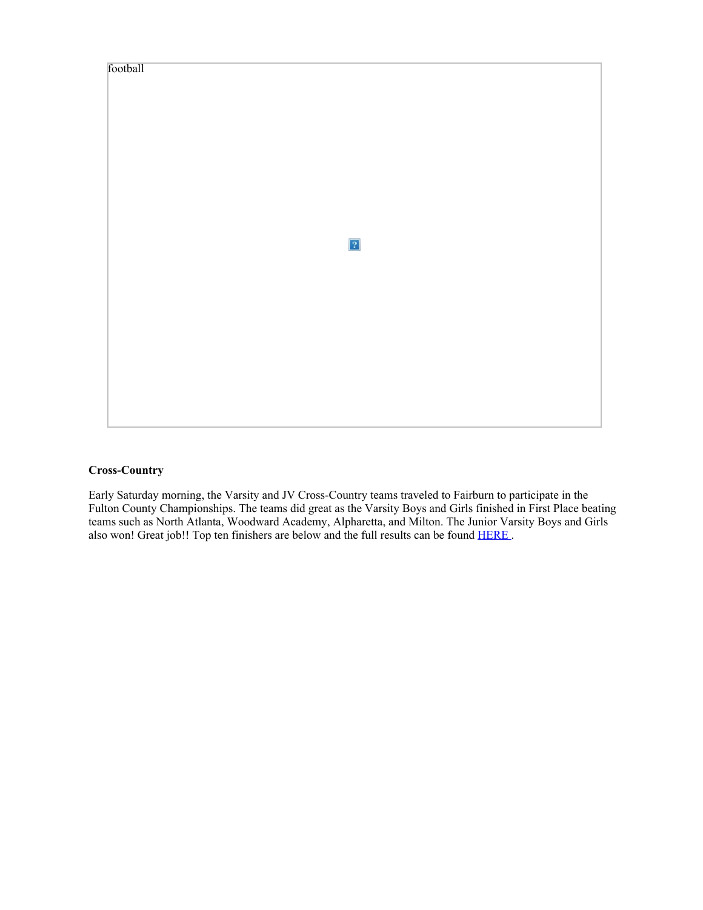football

**Cross-Country**

Early Saturday morning, the Varsity and JV Cross-Country teams traveled to Fairburn to participate in the Fulton County Championships. The teams did great as the Varsity Boys and Girls finished in First Place beating teams such as North Atlanta, Woodward Academy, Alpharetta, and Milton. The Junior Varsity Boys and Girls also won! Great job!! Top ten finishers are below and the full results can be found HERE .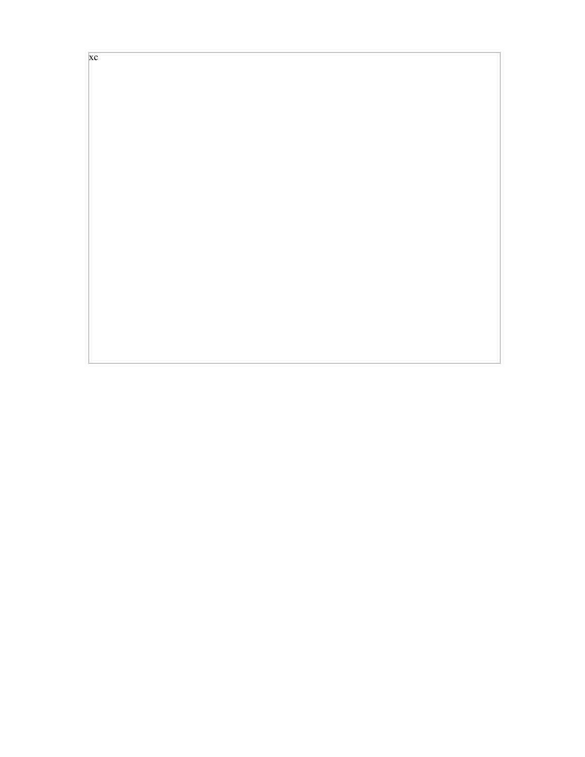xc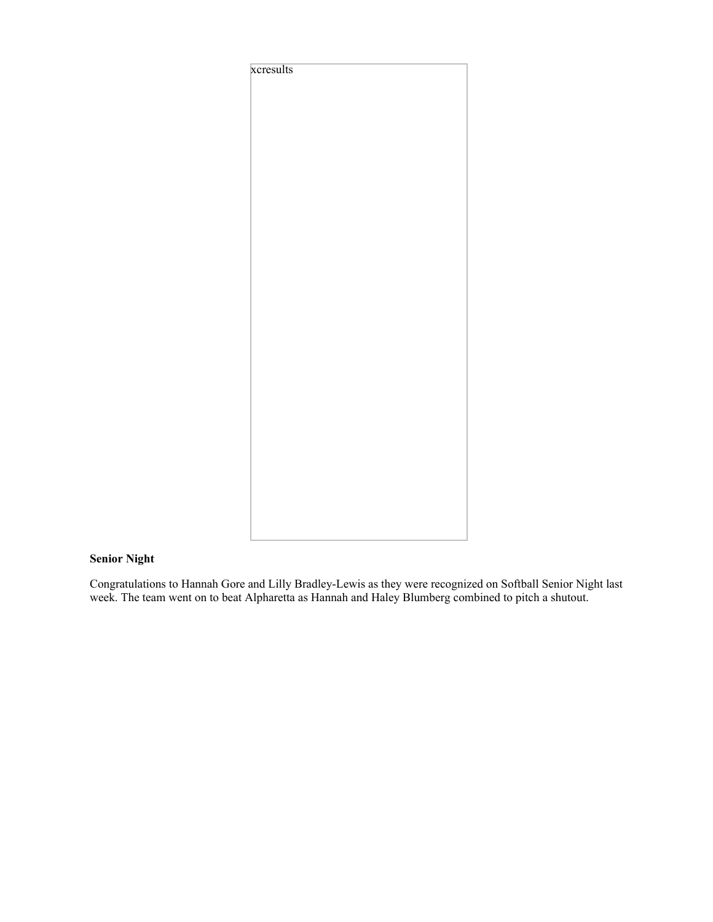xcresults

**Senior Night**

Congratulations to Hannah Gore and Lilly Bradley-Lewis as they were recognized on Softball Senior Night last week. The team went on to beat Alpharetta as Hannah and Haley Blumberg combined to pitch a shutout.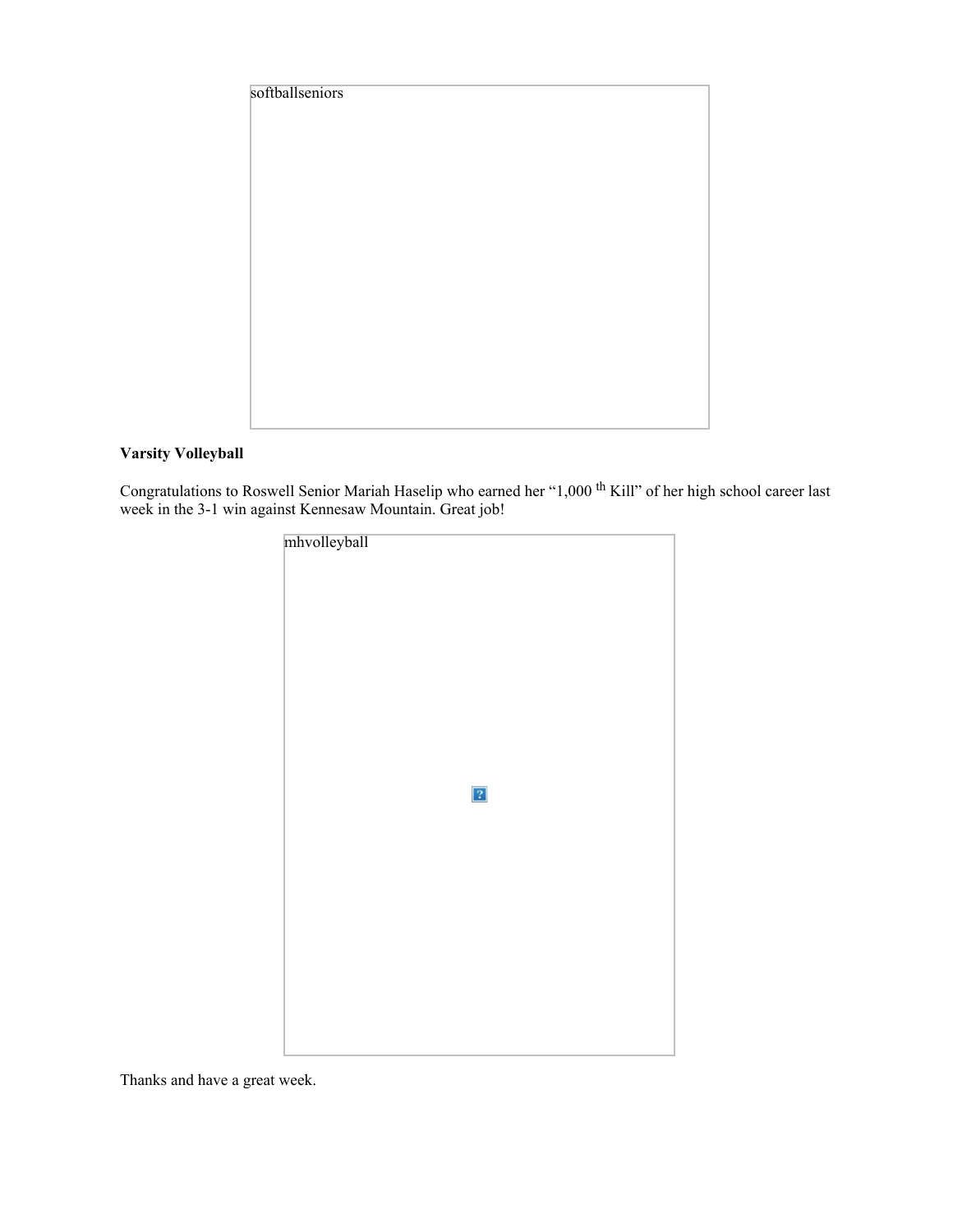softballseniors

**Varsity Volleyball**

Congratulations to Roswell Senior Mariah Haselip who earned her “1,000 th Kill” of her high school career last week in the 3-1 win against Kennesaw Mountain. Great job!

mhvolleyball

Thanks and have a great week.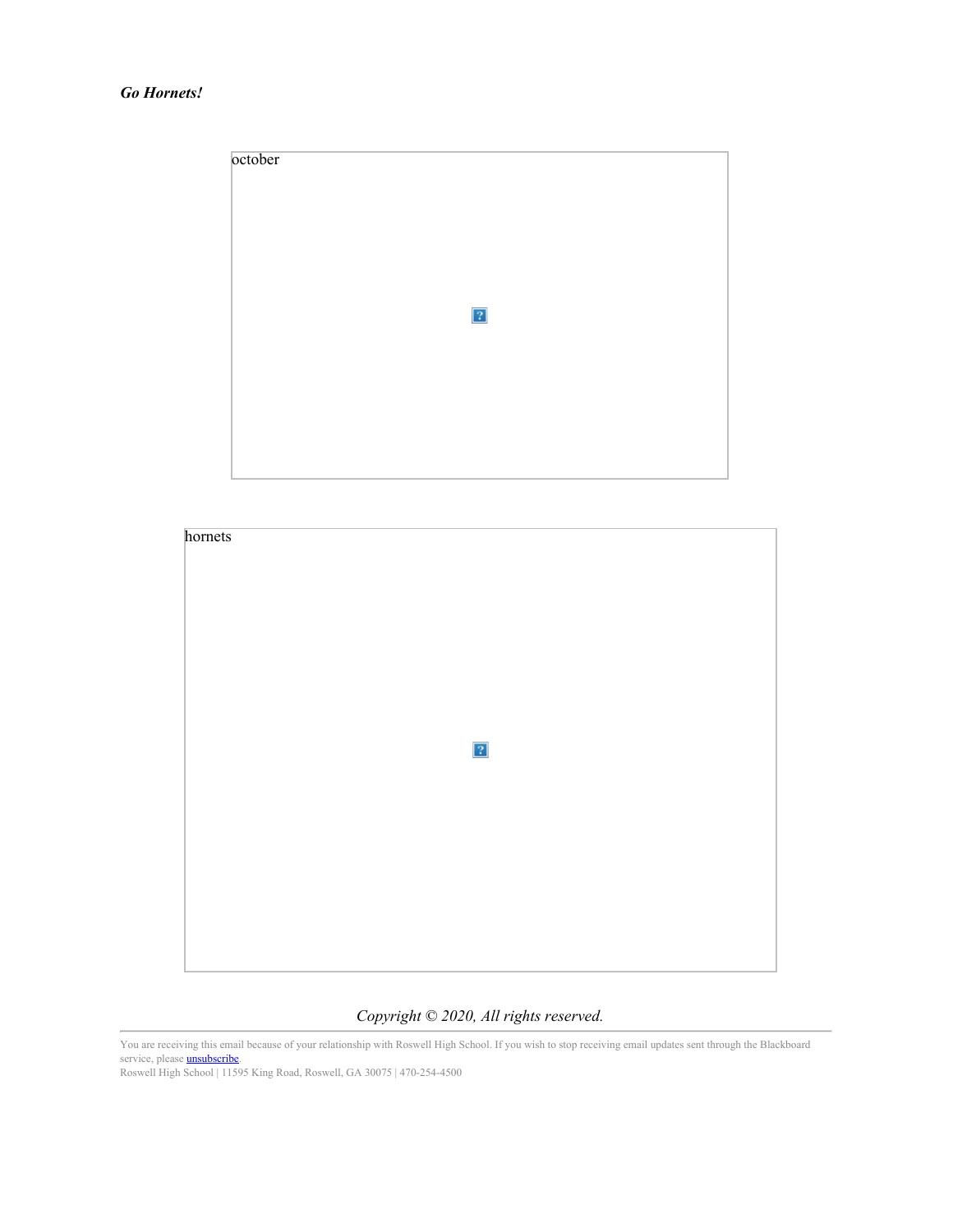***Go Hornets!***

october

hornets

*Copyright © 2020, All rights reserved.*

---

You are receiving this email because of your relationship with Roswell High School. If you wish to stop receiving email updates sent through the Blackboard service, please unsubscribe.
Roswell High School | 11595 King Road, Roswell, GA 30075 | 470-254-4500